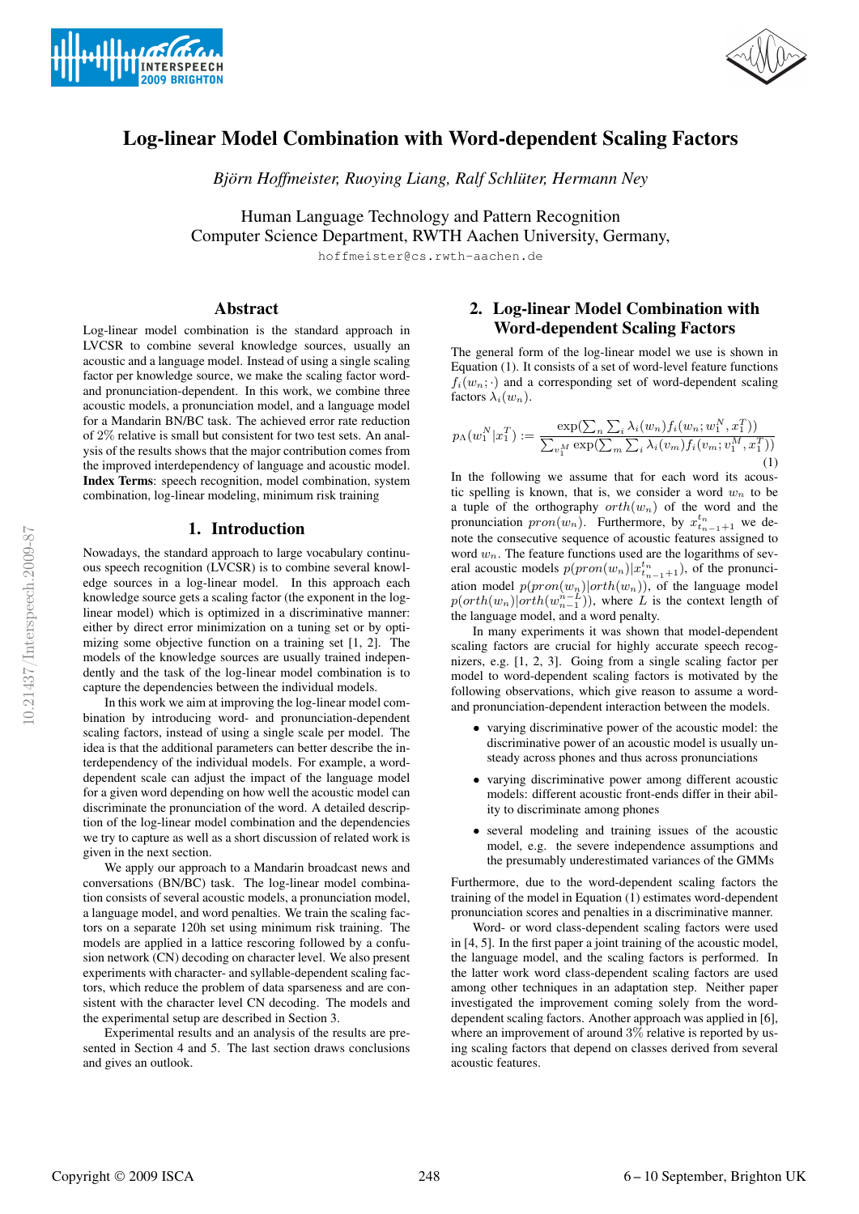# Log-linear Model Combination with Word-dependent Scaling Factors

*Björn Hoffmeister, Ruoying Liang, Ralf Schlüter, Hermann Ney*

Human Language Technology and Pattern Recognition
Computer Science Department, RWTH Aachen University, Germany,

hoffmeister@cs.rwth-aachen.de

## Abstract

Log-linear model combination is the standard approach in LVCSR to combine several knowledge sources, usually an acoustic and a language model. Instead of using a single scaling factor per knowledge source, we make the scaling factor word- and pronunciation-dependent. In this work, we combine three acoustic models, a pronunciation model, and a language model for a Mandarin BN/BC task. The achieved error rate reduction of 2% relative is small but consistent for two test sets. An analysis of the results shows that the major contribution comes from the improved interdependency of language and acoustic model.

**Index Terms**: speech recognition, model combination, system combination, log-linear modeling, minimum risk training

## 1. Introduction

Nowadays, the standard approach to large vocabulary continuous speech recognition (LVCSR) is to combine several knowledge sources in a log-linear model. In this approach each knowledge source gets a scaling factor (the exponent in the log-linear model) which is optimized in a discriminative manner: either by direct error minimization on a tuning set or by optimizing some objective function on a training set [1, 2]. The models of the knowledge sources are usually trained independently and the task of the log-linear model combination is to capture the dependencies between the individual models.

In this work we aim at improving the log-linear model combination by introducing word- and pronunciation-dependent scaling factors, instead of using a single scale per model. The idea is that the additional parameters can better describe the interdependency of the individual models. For example, a word-dependent scale can adjust the impact of the language model for a given word depending on how well the acoustic model can discriminate the pronunciation of the word. A detailed description of the log-linear model combination and the dependencies we try to capture as well as a short discussion of related work is given in the next section.

We apply our approach to a Mandarin broadcast news and conversations (BN/BC) task. The log-linear model combination consists of several acoustic models, a pronunciation model, a language model, and word penalties. We train the scaling factors on a separate 120h set using minimum risk training. The models are applied in a lattice rescoring followed by a confusion network (CN) decoding on character level. We also present experiments with character- and syllable-dependent scaling factors, which reduce the problem of data sparseness and are consistent with the character level CN decoding. The models and the experimental setup are described in Section 3.

Experimental results and an analysis of the results are presented in Section 4 and 5. The last section draws conclusions and gives an outlook.

## 2. Log-linear Model Combination with Word-dependent Scaling Factors

The general form of the log-linear model we use is shown in Equation (1). It consists of a set of word-level feature functions $f_i(w_n;\cdot)$ and a corresponding set of word-dependent scaling factors $\lambda_i(w_n)$.

$$p_\Lambda(w_1^N|x_1^T) := \frac{\exp(\sum_n \sum_i \lambda_i(w_n) f_i(w_n; w_1^N, x_1^T))}{\sum_{v_1^M} \exp(\sum_m \sum_i \lambda_i(v_m) f_i(v_m; v_1^M, x_1^T))} \quad (1)$$

In the following we assume that for each word its acoustic spelling is known, that is, we consider a word $w_n$ to be a tuple of the orthography $orth(w_n)$ of the word and the pronunciation $pron(w_n)$. Furthermore, by $x_{t_{n-1}+1}^{t_n}$ we denote the consecutive sequence of acoustic features assigned to word $w_n$. The feature functions used are the logarithms of several acoustic models $p(pron(w_n)|x_{t_{n-1}+1}^{t_n})$, of the pronunciation model $p(pron(w_n)|orth(w_n))$, of the language model $p(orth(w_n)|orth(w_{n-1}^{n-L}))$, where $L$ is the context length of the language model, and a word penalty.

In many experiments it was shown that model-dependent scaling factors are crucial for highly accurate speech recognizers, e.g. [1, 2, 3]. Going from a single scaling factor per model to word-dependent scaling factors is motivated by the following observations, which give reason to assume a word- and pronunciation-dependent interaction between the models.

- varying discriminative power of the acoustic model: the discriminative power of an acoustic model is usually unsteady across phones and thus across pronunciations
- varying discriminative power among different acoustic models: different acoustic front-ends differ in their ability to discriminate among phones
- several modeling and training issues of the acoustic model, e.g. the severe independence assumptions and the presumably underestimated variances of the GMMs

Furthermore, due to the word-dependent scaling factors the training of the model in Equation (1) estimates word-dependent pronunciation scores and penalties in a discriminative manner.

Word- or word class-dependent scaling factors were used in [4, 5]. In the first paper a joint training of the acoustic model, the language model, and the scaling factors is performed. In the latter work word class-dependent scaling factors are used among other techniques in an adaptation step. Neither paper investigated the improvement coming solely from the word-dependent scaling factors. Another approach was applied in [6], where an improvement of around 3% relative is reported by using scaling factors that depend on classes derived from several acoustic features.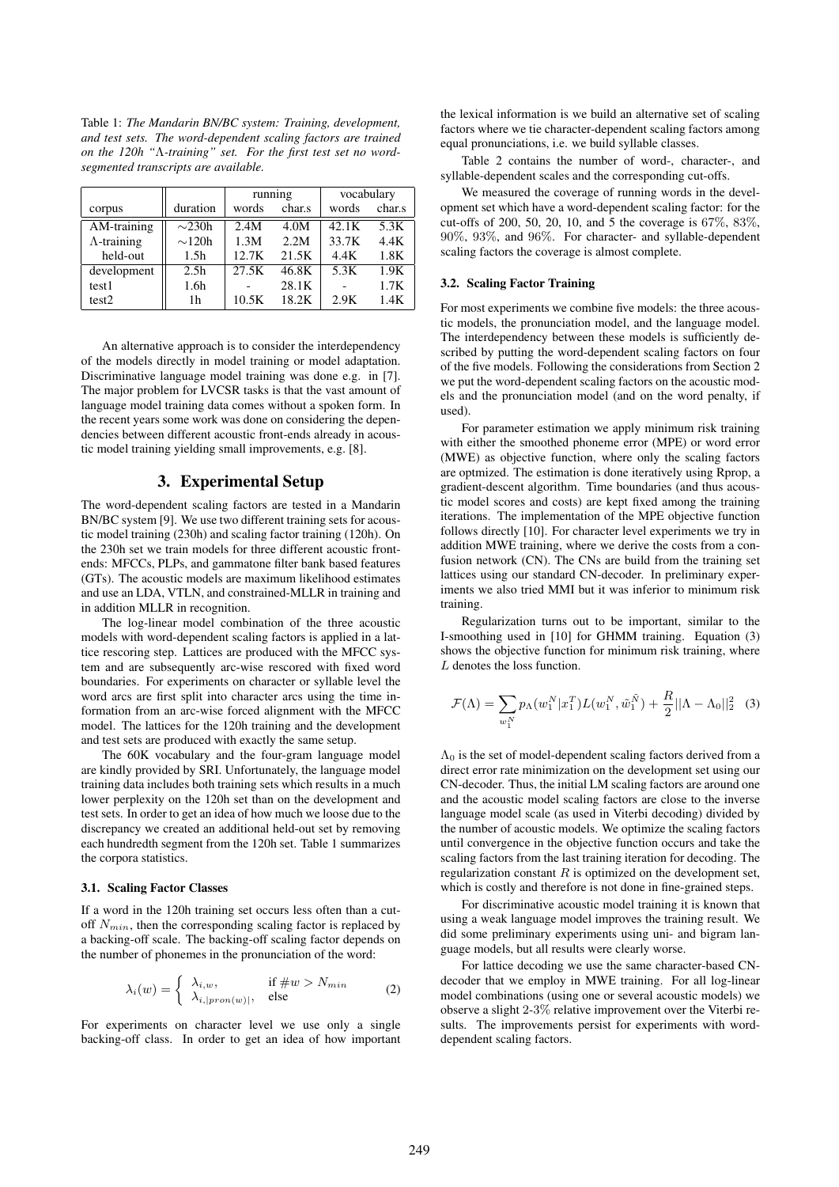Table 1: *The Mandarin BN/BC system: Training, development, and test sets. The word-dependent scaling factors are trained on the 120h "Λ-training" set. For the first test set no word-segmented transcripts are available.*

| corpus | duration | running words | running char.s | vocabulary words | vocabulary char.s |
|---|---|---|---|---|---|
| AM-training | ∼230h | 2.4M | 4.0M | 42.1K | 5.3K |
| Λ-training | ∼120h | 1.3M | 2.2M | 33.7K | 4.4K |
| held-out | 1.5h | 12.7K | 21.5K | 4.4K | 1.8K |
| development | 2.5h | 27.5K | 46.8K | 5.3K | 1.9K |
| test1 | 1.6h | - | 28.1K | - | 1.7K |
| test2 | 1h | 10.5K | 18.2K | 2.9K | 1.4K |

An alternative approach is to consider the interdependency of the models directly in model training or model adaptation. Discriminative language model training was done e.g. in [7]. The major problem for LVCSR tasks is that the vast amount of language model training data comes without a spoken form. In the recent years some work was done on considering the dependencies between different acoustic front-ends already in acoustic model training yielding small improvements, e.g. [8].

## 3. Experimental Setup

The word-dependent scaling factors are tested in a Mandarin BN/BC system [9]. We use two different training sets for acoustic model training (230h) and scaling factor training (120h). On the 230h set we train models for three different acoustic front-ends: MFCCs, PLPs, and gammatone filter bank based features (GTs). The acoustic models are maximum likelihood estimates and use an LDA, VTLN, and constrained-MLLR in training and in addition MLLR in recognition.

The log-linear model combination of the three acoustic models with word-dependent scaling factors is applied in a lattice rescoring step. Lattices are produced with the MFCC system and are subsequently arc-wise rescored with fixed word boundaries. For experiments on character or syllable level the word arcs are first split into character arcs using the time information from an arc-wise forced alignment with the MFCC model. The lattices for the 120h training and the development and test sets are produced with exactly the same setup.

The 60K vocabulary and the four-gram language model are kindly provided by SRI. Unfortunately, the language model training data includes both training sets which results in a much lower perplexity on the 120h set than on the development and test sets. In order to get an idea of how much we loose due to the discrepancy we created an additional held-out set by removing each hundredth segment from the 120h set. Table 1 summarizes the corpora statistics.

### 3.1. Scaling Factor Classes

If a word in the 120h training set occurs less often than a cut-off $N_{min}$, then the corresponding scaling factor is replaced by a backing-off scale. The backing-off scaling factor depends on the number of phonemes in the pronunciation of the word:

$$\lambda_i(w) = \begin{cases} \lambda_{i,w}, & \text{if } \#w > N_{min} \\ \lambda_{i,|pron(w)|}, & \text{else} \end{cases} \quad (2)$$

For experiments on character level we use only a single backing-off class. In order to get an idea of how important the lexical information is we build an alternative set of scaling factors where we tie character-dependent scaling factors among equal pronunciations, i.e. we build syllable classes.

Table 2 contains the number of word-, character-, and syllable-dependent scales and the corresponding cut-offs.

We measured the coverage of running words in the development set which have a word-dependent scaling factor: for the cut-offs of 200, 50, 20, 10, and 5 the coverage is 67%, 83%, 90%, 93%, and 96%. For character- and syllable-dependent scaling factors the coverage is almost complete.

### 3.2. Scaling Factor Training

For most experiments we combine five models: the three acoustic models, the pronunciation model, and the language model. The interdependency between these models is sufficiently described by putting the word-dependent scaling factors on four of the five models. Following the considerations from Section 2 we put the word-dependent scaling factors on the acoustic models and the pronunciation model (and on the word penalty, if used).

For parameter estimation we apply minimum risk training with either the smoothed phoneme error (MPE) or word error (MWE) as objective function, where only the scaling factors are optmized. The estimation is done iteratively using Rprop, a gradient-descent algorithm. Time boundaries (and thus acoustic model scores and costs) are kept fixed among the training iterations. The implementation of the MPE objective function follows directly [10]. For character level experiments we try in addition MWE training, where we derive the costs from a confusion network (CN). The CNs are build from the training set lattices using our standard CN-decoder. In preliminary experiments we also tried MMI but it was inferior to minimum risk training.

Regularization turns out to be important, similar to the I-smoothing used in [10] for GHMM training. Equation (3) shows the objective function for minimum risk training, where $L$ denotes the loss function.

$$\mathcal{F}(\Lambda) = \sum_{w_1^N} p_\Lambda(w_1^N|x_1^T) L(w_1^N, \tilde{w}_1^{\tilde{N}}) + \frac{R}{2}||\Lambda - \Lambda_0||_2^2 \quad (3)$$

$\Lambda_0$ is the set of model-dependent scaling factors derived from a direct error rate minimization on the development set using our CN-decoder. Thus, the initial LM scaling factors are around one and the acoustic model scaling factors are close to the inverse language model scale (as used in Viterbi decoding) divided by the number of acoustic models. We optimize the scaling factors until convergence in the objective function occurs and take the scaling factors from the last training iteration for decoding. The regularization constant $R$ is optimized on the development set, which is costly and therefore is not done in fine-grained steps.

For discriminative acoustic model training it is known that using a weak language model improves the training result. We did some preliminary experiments using uni- and bigram language models, but all results were clearly worse.

For lattice decoding we use the same character-based CN-decoder that we employ in MWE training. For all log-linear model combinations (using one or several acoustic models) we observe a slight 2-3% relative improvement over the Viterbi results. The improvements persist for experiments with word-dependent scaling factors.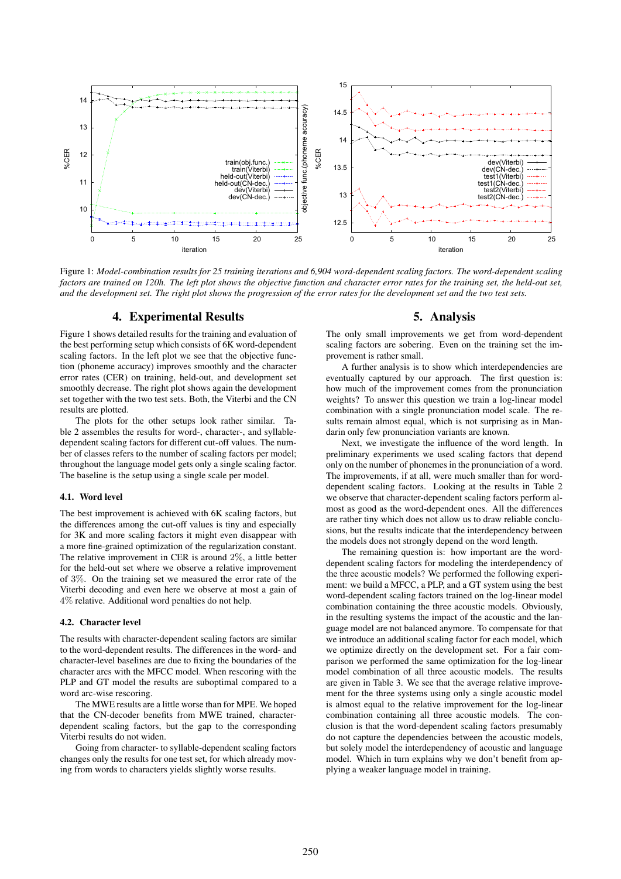Figure 1: *Model-combination results for 25 training iterations and 6,904 word-dependent scaling factors. The word-dependent scaling factors are trained on 120h. The left plot shows the objective function and character error rates for the training set, the held-out set, and the development set. The right plot shows the progression of the error rates for the development set and the two test sets.*

## 4. Experimental Results

Figure 1 shows detailed results for the training and evaluation of the best performing setup which consists of 6K word-dependent scaling factors. In the left plot we see that the objective function (phoneme accuracy) improves smoothly and the character error rates (CER) on training, held-out, and development set smoothly decrease. The right plot shows again the development set together with the two test sets. Both, the Viterbi and the CN results are plotted.

The plots for the other setups look rather similar. Table 2 assembles the results for word-, character-, and syllable-dependent scaling factors for different cut-off values. The number of classes refers to the number of scaling factors per model; throughout the language model gets only a single scaling factor. The baseline is the setup using a single scale per model.

### 4.1. Word level

The best improvement is achieved with 6K scaling factors, but the differences among the cut-off values is tiny and especially for 3K and more scaling factors it might even disappear with a more fine-grained optimization of the regularization constant. The relative improvement in CER is around $2\%$, a little better for the held-out set where we observe a relative improvement of $3\%$. On the training set we measured the error rate of the Viterbi decoding and even here we observe at most a gain of $4\%$ relative. Additional word penalties do not help.

### 4.2. Character level

The results with character-dependent scaling factors are similar to the word-dependent results. The differences in the word- and character-level baselines are due to fixing the boundaries of the character arcs with the MFCC model. When rescoring with the PLP and GT model the results are suboptimal compared to a word arc-wise rescoring.

The MWE results are a little worse than for MPE. We hoped that the CN-decoder benefits from MWE trained, character-dependent scaling factors, but the gap to the corresponding Viterbi results do not widen.

Going from character- to syllable-dependent scaling factors changes only the results for one test set, for which already moving from words to characters yields slightly worse results.

## 5. Analysis

The only small improvements we get from word-dependent scaling factors are sobering. Even on the training set the improvement is rather small.

A further analysis is to show which interdependencies are eventually captured by our approach. The first question is: how much of the improvement comes from the pronunciation weights? To answer this question we train a log-linear model combination with a single pronunciation model scale. The results remain almost equal, which is not surprising as in Mandarin only few pronunciation variants are known.

Next, we investigate the influence of the word length. In preliminary experiments we used scaling factors that depend only on the number of phonemes in the pronunciation of a word. The improvements, if at all, were much smaller than for word-dependent scaling factors. Looking at the results in Table 2 we observe that character-dependent scaling factors perform almost as good as the word-dependent ones. All the differences are rather tiny which does not allow us to draw reliable conclusions, but the results indicate that the interdependency between the models does not strongly depend on the word length.

The remaining question is: how important are the word-dependent scaling factors for modeling the interdependency of the three acoustic models? We performed the following experiment: we build a MFCC, a PLP, and a GT system using the best word-dependent scaling factors trained on the log-linear model combination containing the three acoustic models. Obviously, in the resulting systems the impact of the acoustic and the language model are not balanced anymore. To compensate for that we introduce an additional scaling factor for each model, which we optimize directly on the development set. For a fair comparison we performed the same optimization for the log-linear model combination of all three acoustic models. The results are given in Table 3. We see that the average relative improvement for the three systems using only a single acoustic model is almost equal to the relative improvement for the log-linear combination containing all three acoustic models. The conclusion is that the word-dependent scaling factors presumably do not capture the dependencies between the acoustic models, but solely model the interdependency of acoustic and language model. Which in turn explains why we don't benefit from applying a weaker language model in training.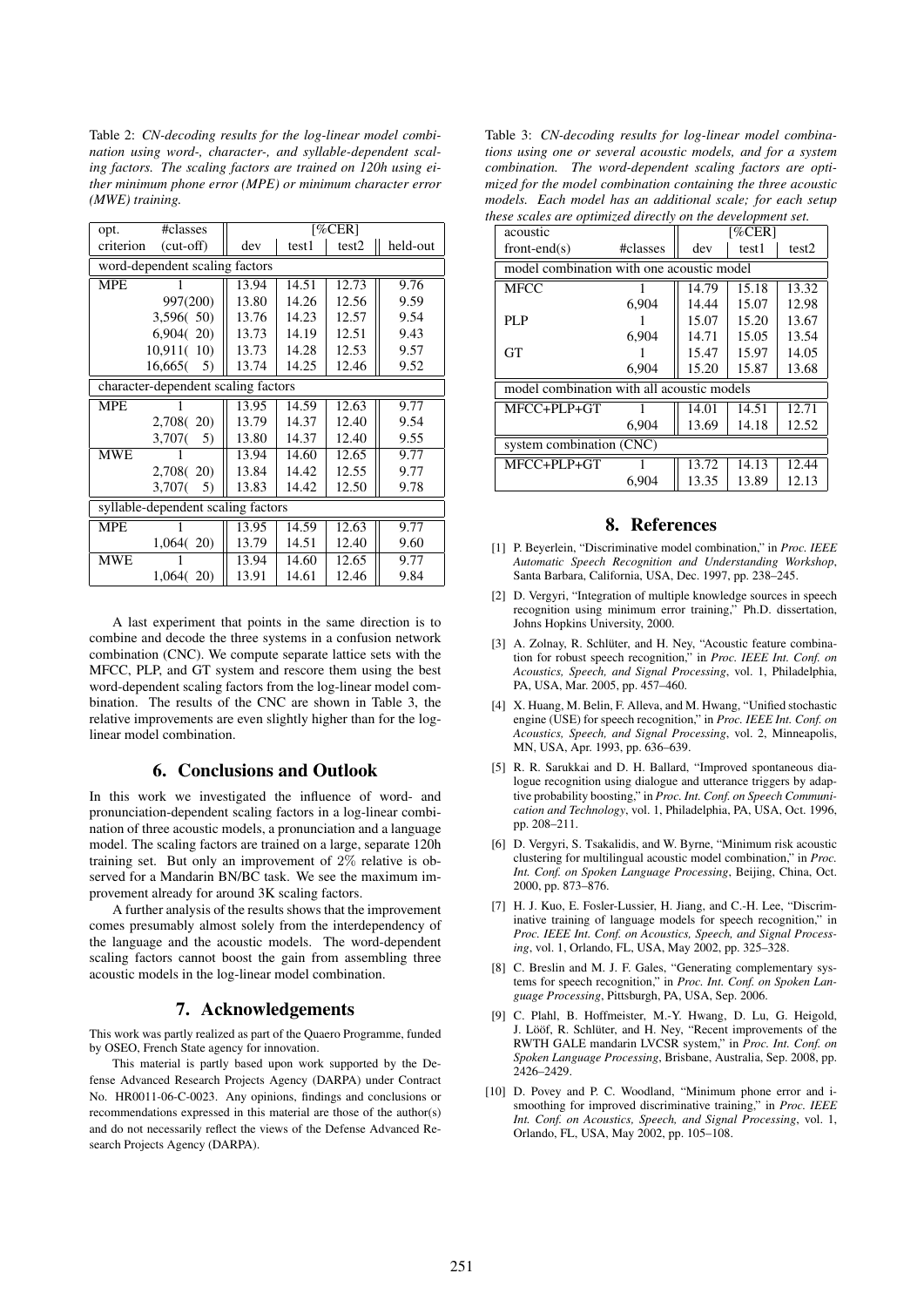Table 2: *CN-decoding results for the log-linear model combination using word-, character-, and syllable-dependent scaling factors. The scaling factors are trained on 120h using either minimum phone error (MPE) or minimum character error (MWE) training.*

| opt. criterion | #classes (cut-off) | [%CER] dev | test1 | test2 | held-out |
|---|---|---|---|---|---|
| word-dependent scaling factors | | | | | |
| MPE | 1 | 13.94 | 14.51 | 12.73 | 9.76 |
| | 997(200) | 13.80 | 14.26 | 12.56 | 9.59 |
| | 3,596( 50) | 13.76 | 14.23 | 12.57 | 9.54 |
| | 6,904( 20) | 13.73 | 14.19 | 12.51 | 9.43 |
| | 10,911( 10) | 13.73 | 14.28 | 12.53 | 9.57 |
| | 16,665( 5) | 13.74 | 14.25 | 12.46 | 9.52 |
| character-dependent scaling factors | | | | | |
| MPE | 1 | 13.95 | 14.59 | 12.63 | 9.77 |
| | 2,708( 20) | 13.79 | 14.37 | 12.40 | 9.54 |
| | 3,707( 5) | 13.80 | 14.37 | 12.40 | 9.55 |
| MWE | 1 | 13.94 | 14.60 | 12.65 | 9.77 |
| | 2,708( 20) | 13.84 | 14.42 | 12.55 | 9.77 |
| | 3,707( 5) | 13.83 | 14.42 | 12.50 | 9.78 |
| syllable-dependent scaling factors | | | | | |
| MPE | 1 | 13.95 | 14.59 | 12.63 | 9.77 |
| | 1,064( 20) | 13.79 | 14.51 | 12.40 | 9.60 |
| MWE | 1 | 13.94 | 14.60 | 12.65 | 9.77 |
| | 1,064( 20) | 13.91 | 14.61 | 12.46 | 9.84 |

A last experiment that points in the same direction is to combine and decode the three systems in a confusion network combination (CNC). We compute separate lattice sets with the MFCC, PLP, and GT system and rescore them using the best word-dependent scaling factors from the log-linear model combination. The results of the CNC are shown in Table 3, the relative improvements are even slightly higher than for the log-linear model combination.

## 6. Conclusions and Outlook

In this work we investigated the influence of word- and pronunciation-dependent scaling factors in a log-linear combination of three acoustic models, a pronunciation and a language model. The scaling factors are trained on a large, separate 120h training set. But only an improvement of $2\%$ relative is observed for a Mandarin BN/BC task. We see the maximum improvement already for around 3K scaling factors.

A further analysis of the results shows that the improvement comes presumably almost solely from the interdependency of the language and the acoustic models. The word-dependent scaling factors cannot boost the gain from assembling three acoustic models in the log-linear model combination.

## 7. Acknowledgements

This work was partly realized as part of the Quaero Programme, funded by OSEO, French State agency for innovation.

This material is partly based upon work supported by the Defense Advanced Research Projects Agency (DARPA) under Contract No. HR0011-06-C-0023. Any opinions, findings and conclusions or recommendations expressed in this material are those of the author(s) and do not necessarily reflect the views of the Defense Advanced Research Projects Agency (DARPA).

Table 3: *CN-decoding results for log-linear model combinations using one or several acoustic models, and for a system combination. The word-dependent scaling factors are optimized for the model combination containing the three acoustic models. Each model has an additional scale; for each setup these scales are optimized directly on the development set.*

| acoustic front-end(s) | #classes | [%CER] dev | test1 | test2 |
|---|---|---|---|---|
| model combination with one acoustic model | | | | |
| MFCC | 1 | 14.79 | 15.18 | 13.32 |
| | 6,904 | 14.44 | 15.07 | 12.98 |
| PLP | 1 | 15.07 | 15.20 | 13.67 |
| | 6,904 | 14.71 | 15.05 | 13.54 |
| GT | 1 | 15.47 | 15.97 | 14.05 |
| | 6,904 | 15.20 | 15.87 | 13.68 |
| model combination with all acoustic models | | | | |
| MFCC+PLP+GT | 1 | 14.01 | 14.51 | 12.71 |
| | 6,904 | 13.69 | 14.18 | 12.52 |
| system combination (CNC) | | | | |
| MFCC+PLP+GT | 1 | 13.72 | 14.13 | 12.44 |
| | 6,904 | 13.35 | 13.89 | 12.13 |

## 8. References

[1] P. Beyerlein, "Discriminative model combination," in *Proc. IEEE Automatic Speech Recognition and Understanding Workshop*, Santa Barbara, California, USA, Dec. 1997, pp. 238–245.

[2] D. Vergyri, "Integration of multiple knowledge sources in speech recognition using minimum error training," Ph.D. dissertation, Johns Hopkins University, 2000.

[3] A. Zolnay, R. Schlüter, and H. Ney, "Acoustic feature combination for robust speech recognition," in *Proc. IEEE Int. Conf. on Acoustics, Speech, and Signal Processing*, vol. 1, Philadelphia, PA, USA, Mar. 2005, pp. 457–460.

[4] X. Huang, M. Belin, F. Alleva, and M. Hwang, "Unified stochastic engine (USE) for speech recognition," in *Proc. IEEE Int. Conf. on Acoustics, Speech, and Signal Processing*, vol. 2, Minneapolis, MN, USA, Apr. 1993, pp. 636–639.

[5] R. R. Sarukkai and D. H. Ballard, "Improved spontaneous dialogue recognition using dialogue and utterance triggers by adaptive probability boosting," in *Proc. Int. Conf. on Speech Communication and Technology*, vol. 1, Philadelphia, PA, USA, Oct. 1996, pp. 208–211.

[6] D. Vergyri, S. Tsakalidis, and W. Byrne, "Minimum risk acoustic clustering for multilingual acoustic model combination," in *Proc. Int. Conf. on Spoken Language Processing*, Beijing, China, Oct. 2000, pp. 873–876.

[7] H. J. Kuo, E. Fosler-Lussier, H. Jiang, and C.-H. Lee, "Discriminative training of language models for speech recognition," in *Proc. IEEE Int. Conf. on Acoustics, Speech, and Signal Processing*, vol. 1, Orlando, FL, USA, May 2002, pp. 325–328.

[8] C. Breslin and M. J. F. Gales, "Generating complementary systems for speech recognition," in *Proc. Int. Conf. on Spoken Language Processing*, Pittsburgh, PA, USA, Sep. 2006.

[9] C. Plahl, B. Hoffmeister, M.-Y. Hwang, D. Lu, G. Heigold, J. Lööf, R. Schlüter, and H. Ney, "Recent improvements of the RWTH GALE mandarin LVCSR system," in *Proc. Int. Conf. on Spoken Language Processing*, Brisbane, Australia, Sep. 2008, pp. 2426–2429.

[10] D. Povey and P. C. Woodland, "Minimum phone error and i-smoothing for improved discriminative training," in *Proc. IEEE Int. Conf. on Acoustics, Speech, and Signal Processing*, vol. 1, Orlando, FL, USA, May 2002, pp. 105–108.